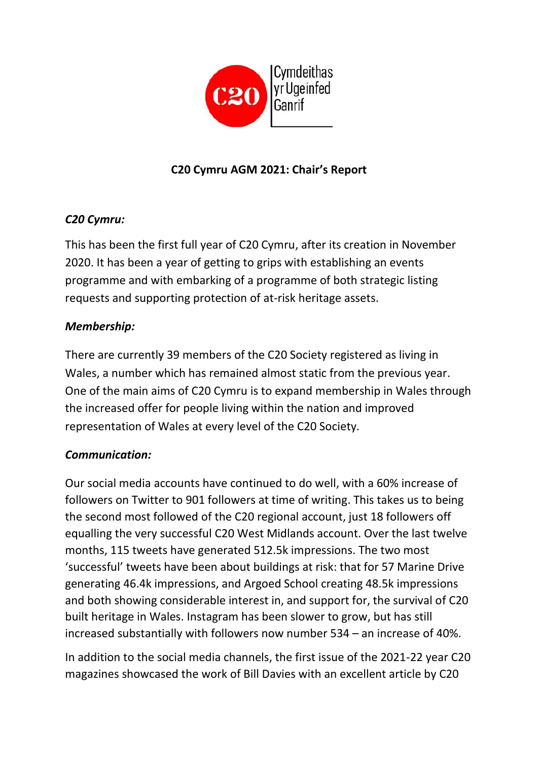Cymdeithas yr Ugeinfed Ganrif

## C20 Cymru AGM 2021: Chair's Report

***C20 Cymru:***

This has been the first full year of C20 Cymru, after its creation in November 2020. It has been a year of getting to grips with establishing an events programme and with embarking of a programme of both strategic listing requests and supporting protection of at-risk heritage assets.

***Membership:***

There are currently 39 members of the C20 Society registered as living in Wales, a number which has remained almost static from the previous year. One of the main aims of C20 Cymru is to expand membership in Wales through the increased offer for people living within the nation and improved representation of Wales at every level of the C20 Society.

***Communication:***

Our social media accounts have continued to do well, with a 60% increase of followers on Twitter to 901 followers at time of writing. This takes us to being the second most followed of the C20 regional account, just 18 followers off equalling the very successful C20 West Midlands account. Over the last twelve months, 115 tweets have generated 512.5k impressions. The two most 'successful' tweets have been about buildings at risk: that for 57 Marine Drive generating 46.4k impressions, and Argoed School creating 48.5k impressions and both showing considerable interest in, and support for, the survival of C20 built heritage in Wales. Instagram has been slower to grow, but has still increased substantially with followers now number 534 – an increase of 40%.

In addition to the social media channels, the first issue of the 2021-22 year C20 magazines showcased the work of Bill Davies with an excellent article by C20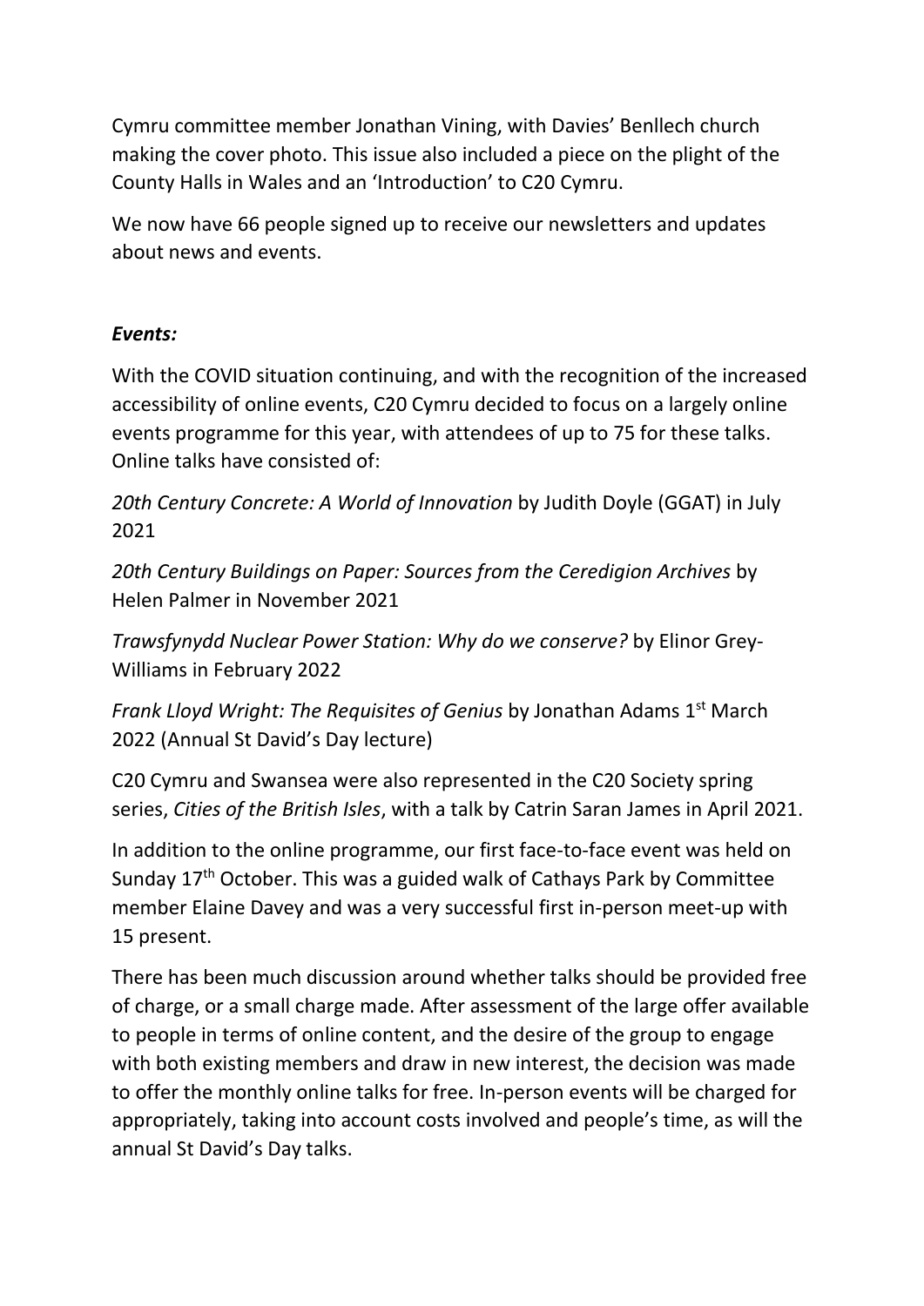Cymru committee member Jonathan Vining, with Davies' Benllech church making the cover photo. This issue also included a piece on the plight of the County Halls in Wales and an 'Introduction' to C20 Cymru.

We now have 66 people signed up to receive our newsletters and updates about news and events.

***Events:***

With the COVID situation continuing, and with the recognition of the increased accessibility of online events, C20 Cymru decided to focus on a largely online events programme for this year, with attendees of up to 75 for these talks. Online talks have consisted of:

*20th Century Concrete: A World of Innovation* by Judith Doyle (GGAT) in July 2021

*20th Century Buildings on Paper: Sources from the Ceredigion Archives* by Helen Palmer in November 2021

*Trawsfynydd Nuclear Power Station: Why do we conserve?* by Elinor Grey-Williams in February 2022

*Frank Lloyd Wright: The Requisites of Genius* by Jonathan Adams 1st March 2022 (Annual St David's Day lecture)

C20 Cymru and Swansea were also represented in the C20 Society spring series, *Cities of the British Isles*, with a talk by Catrin Saran James in April 2021.

In addition to the online programme, our first face-to-face event was held on Sunday 17th October. This was a guided walk of Cathays Park by Committee member Elaine Davey and was a very successful first in-person meet-up with 15 present.

There has been much discussion around whether talks should be provided free of charge, or a small charge made. After assessment of the large offer available to people in terms of online content, and the desire of the group to engage with both existing members and draw in new interest, the decision was made to offer the monthly online talks for free. In-person events will be charged for appropriately, taking into account costs involved and people's time, as will the annual St David's Day talks.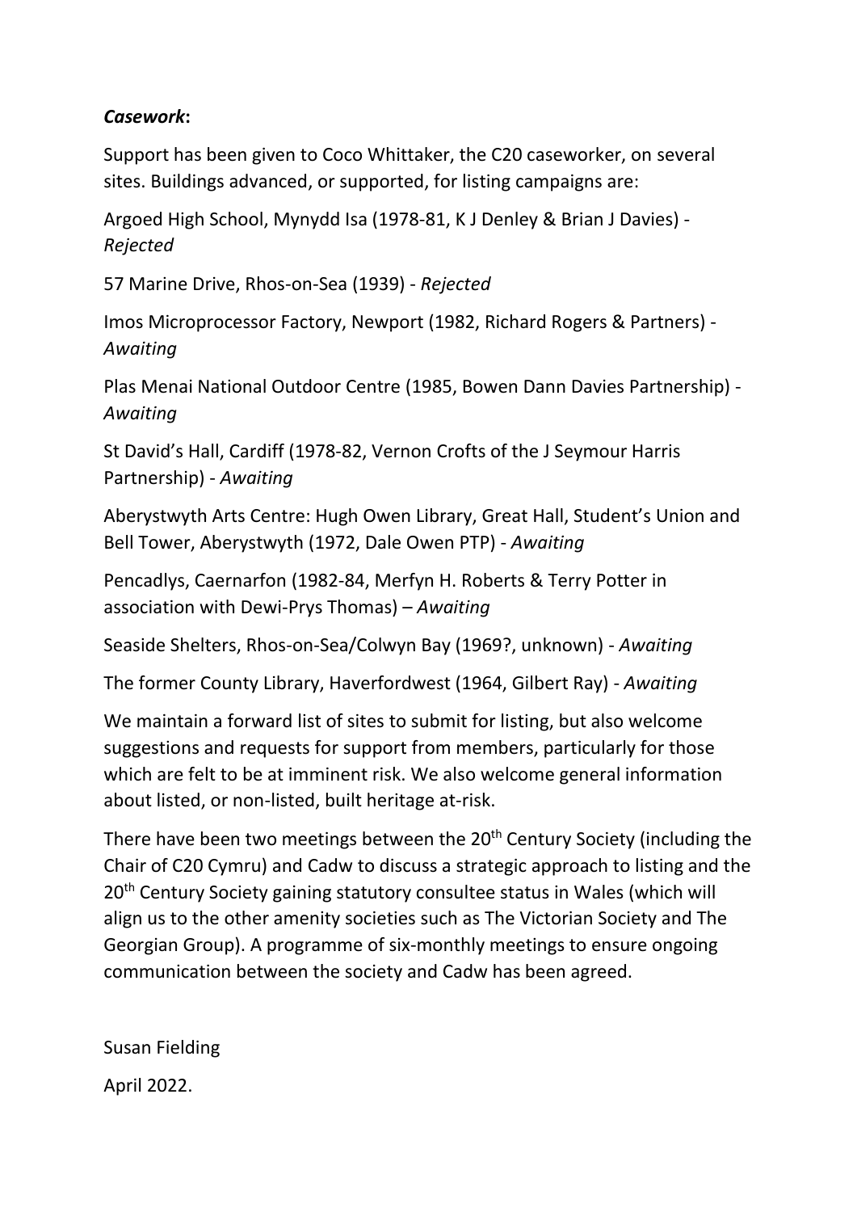***Casework*:**

Support has been given to Coco Whittaker, the C20 caseworker, on several sites. Buildings advanced, or supported, for listing campaigns are:

Argoed High School, Mynydd Isa (1978-81, K J Denley & Brian J Davies) - *Rejected*

57 Marine Drive, Rhos-on-Sea (1939) - *Rejected*

Imos Microprocessor Factory, Newport (1982, Richard Rogers & Partners) - *Awaiting*

Plas Menai National Outdoor Centre (1985, Bowen Dann Davies Partnership) - *Awaiting*

St David's Hall, Cardiff (1978-82, Vernon Crofts of the J Seymour Harris Partnership) - *Awaiting*

Aberystwyth Arts Centre: Hugh Owen Library, Great Hall, Student's Union and Bell Tower, Aberystwyth (1972, Dale Owen PTP) - *Awaiting*

Pencadlys, Caernarfon (1982-84, Merfyn H. Roberts & Terry Potter in association with Dewi-Prys Thomas) – *Awaiting*

Seaside Shelters, Rhos-on-Sea/Colwyn Bay (1969?, unknown) - *Awaiting*

The former County Library, Haverfordwest (1964, Gilbert Ray) - *Awaiting*

We maintain a forward list of sites to submit for listing, but also welcome suggestions and requests for support from members, particularly for those which are felt to be at imminent risk. We also welcome general information about listed, or non-listed, built heritage at-risk.

There have been two meetings between the 20th Century Society (including the Chair of C20 Cymru) and Cadw to discuss a strategic approach to listing and the 20th Century Society gaining statutory consultee status in Wales (which will align us to the other amenity societies such as The Victorian Society and The Georgian Group). A programme of six-monthly meetings to ensure ongoing communication between the society and Cadw has been agreed.

Susan Fielding

April 2022.